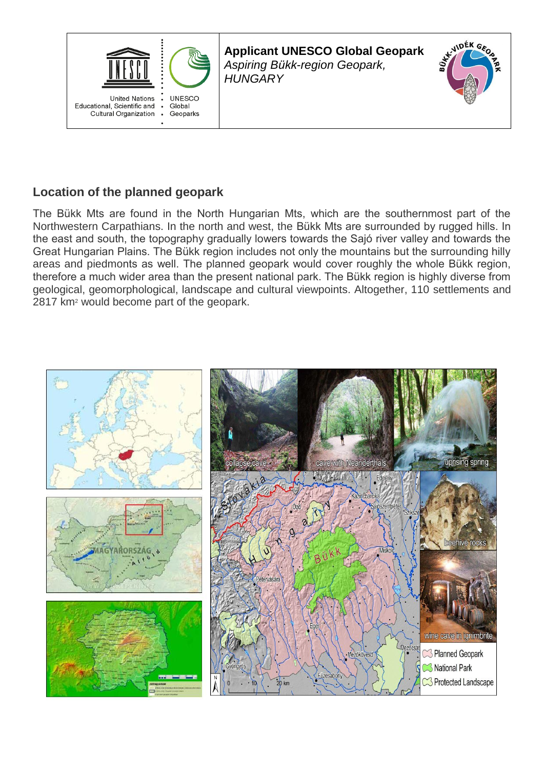**Applicant UNESCO Global Geopark**
*Aspiring Bükk-region Geopark, HUNGARY*

## Location of the planned geopark

The Bükk Mts are found in the North Hungarian Mts, which are the southernmost part of the Northwestern Carpathians. In the north and west, the Bükk Mts are surrounded by rugged hills. In the east and south, the topography gradually lowers towards the Sajó river valley and towards the Great Hungarian Plains. The Bükk region includes not only the mountains but the surrounding hilly areas and piedmonts as well. The planned geopark would cover roughly the whole Bükk region, therefore a much wider area than the present national park. The Bükk region is highly diverse from geological, geomorphological, landscape and cultural viewpoints. Altogether, 110 settlements and 2817 km$^2$ would become part of the geopark.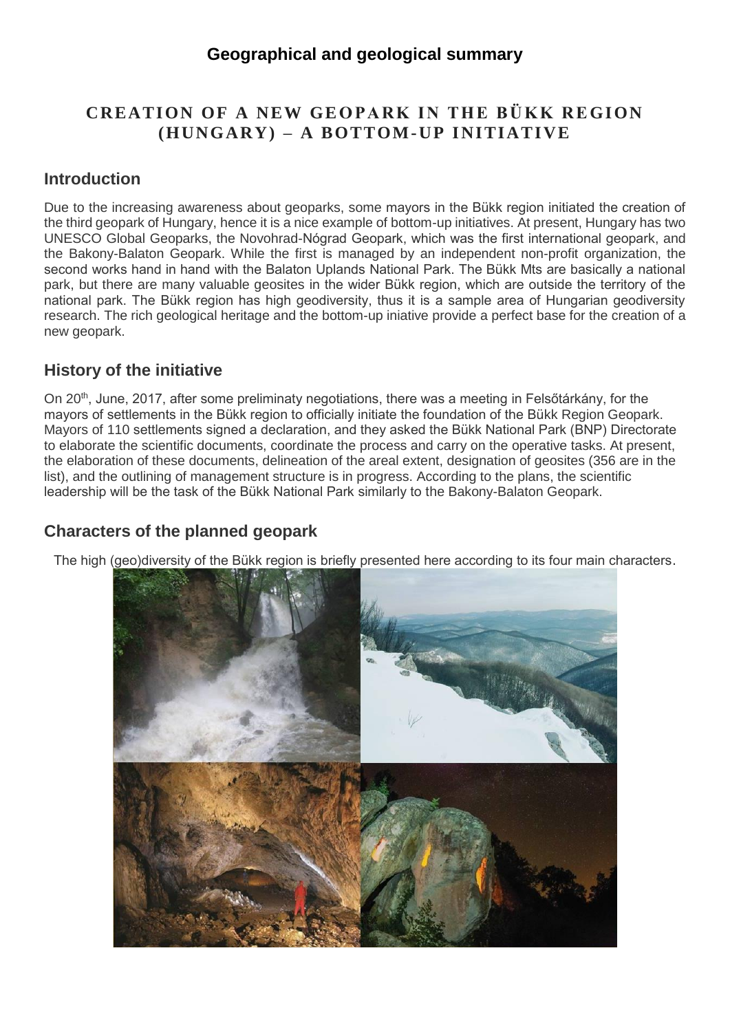## Geographical and geological summary

# CREATION OF A NEW GEOPARK IN THE BÜKK REGION (HUNGARY) – A BOTTOM-UP INITIATIVE

## Introduction

Due to the increasing awareness about geoparks, some mayors in the Bükk region initiated the creation of the third geopark of Hungary, hence it is a nice example of bottom-up initiatives. At present, Hungary has two UNESCO Global Geoparks, the Novohrad-Nógrad Geopark, which was the first international geopark, and the Bakony-Balaton Geopark. While the first is managed by an independent non-profit organization, the second works hand in hand with the Balaton Uplands National Park. The Bükk Mts are basically a national park, but there are many valuable geosites in the wider Bükk region, which are outside the territory of the national park. The Bükk region has high geodiversity, thus it is a sample area of Hungarian geodiversity research. The rich geological heritage and the bottom-up iniative provide a perfect base for the creation of a new geopark.

## History of the initiative

On 20th, June, 2017, after some preliminaty negotiations, there was a meeting in Felsőtárkány, for the mayors of settlements in the Bükk region to officially initiate the foundation of the Bükk Region Geopark. Mayors of 110 settlements signed a declaration, and they asked the Bükk National Park (BNP) Directorate to elaborate the scientific documents, coordinate the process and carry on the operative tasks. At present, the elaboration of these documents, delineation of the areal extent, designation of geosites (356 are in the list), and the outlining of management structure is in progress. According to the plans, the scientific leadership will be the task of the Bükk National Park similarly to the Bakony-Balaton Geopark.

## Characters of the planned geopark

The high (geo)diversity of the Bükk region is briefly presented here according to its four main characters.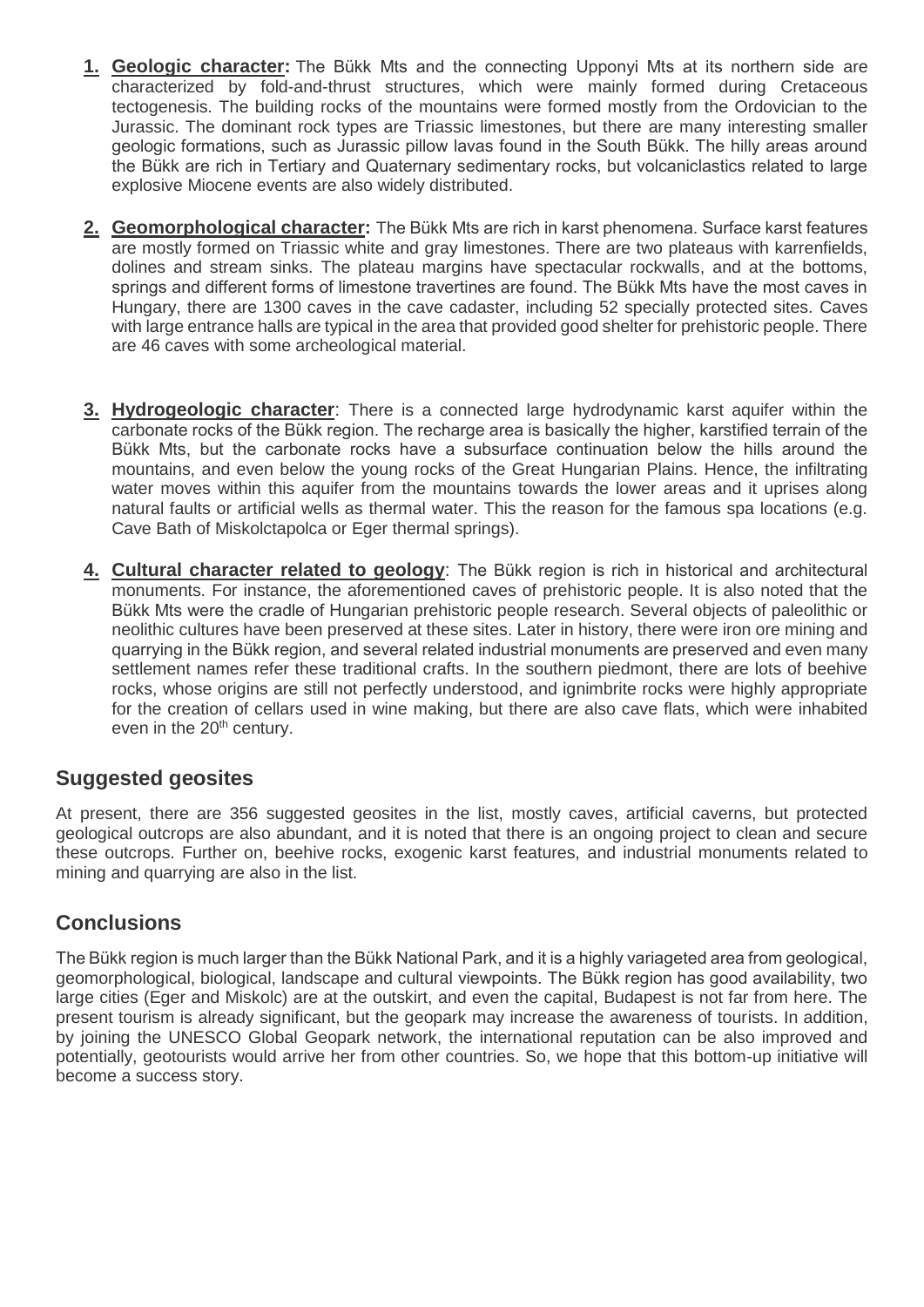1. **Geologic character:** The Bükk Mts and the connecting Upponyi Mts at its northern side are characterized by fold-and-thrust structures, which were mainly formed during Cretaceous tectogenesis. The building rocks of the mountains were formed mostly from the Ordovician to the Jurassic. The dominant rock types are Triassic limestones, but there are many interesting smaller geologic formations, such as Jurassic pillow lavas found in the South Bükk. The hilly areas around the Bükk are rich in Tertiary and Quaternary sedimentary rocks, but volcaniclastics related to large explosive Miocene events are also widely distributed.

2. **Geomorphological character:** The Bükk Mts are rich in karst phenomena. Surface karst features are mostly formed on Triassic white and gray limestones. There are two plateaus with karrenfields, dolines and stream sinks. The plateau margins have spectacular rockwalls, and at the bottoms, springs and different forms of limestone travertines are found. The Bükk Mts have the most caves in Hungary, there are 1300 caves in the cave cadaster, including 52 specially protected sites. Caves with large entrance halls are typical in the area that provided good shelter for prehistoric people. There are 46 caves with some archeological material.

3. **Hydrogeologic character**: There is a connected large hydrodynamic karst aquifer within the carbonate rocks of the Bükk region. The recharge area is basically the higher, karstified terrain of the Bükk Mts, but the carbonate rocks have a subsurface continuation below the hills around the mountains, and even below the young rocks of the Great Hungarian Plains. Hence, the infiltrating water moves within this aquifer from the mountains towards the lower areas and it uprises along natural faults or artificial wells as thermal water. This the reason for the famous spa locations (e.g. Cave Bath of Miskolctapolca or Eger thermal springs).

4. **Cultural character related to geology**: The Bükk region is rich in historical and architectural monuments. For instance, the aforementioned caves of prehistoric people. It is also noted that the Bükk Mts were the cradle of Hungarian prehistoric people research. Several objects of paleolithic or neolithic cultures have been preserved at these sites. Later in history, there were iron ore mining and quarrying in the Bükk region, and several related industrial monuments are preserved and even many settlement names refer these traditional crafts. In the southern piedmont, there are lots of beehive rocks, whose origins are still not perfectly understood, and ignimbrite rocks were highly appropriate for the creation of cellars used in wine making, but there are also cave flats, which were inhabited even in the 20th century.

## Suggested geosites

At present, there are 356 suggested geosites in the list, mostly caves, artificial caverns, but protected geological outcrops are also abundant, and it is noted that there is an ongoing project to clean and secure these outcrops. Further on, beehive rocks, exogenic karst features, and industrial monuments related to mining and quarrying are also in the list.

## Conclusions

The Bükk region is much larger than the Bükk National Park, and it is a highly variageted area from geological, geomorphological, biological, landscape and cultural viewpoints. The Bükk region has good availability, two large cities (Eger and Miskolc) are at the outskirt, and even the capital, Budapest is not far from here. The present tourism is already significant, but the geopark may increase the awareness of tourists. In addition, by joining the UNESCO Global Geopark network, the international reputation can be also improved and potentially, geotourists would arrive her from other countries. So, we hope that this bottom-up initiative will become a success story.